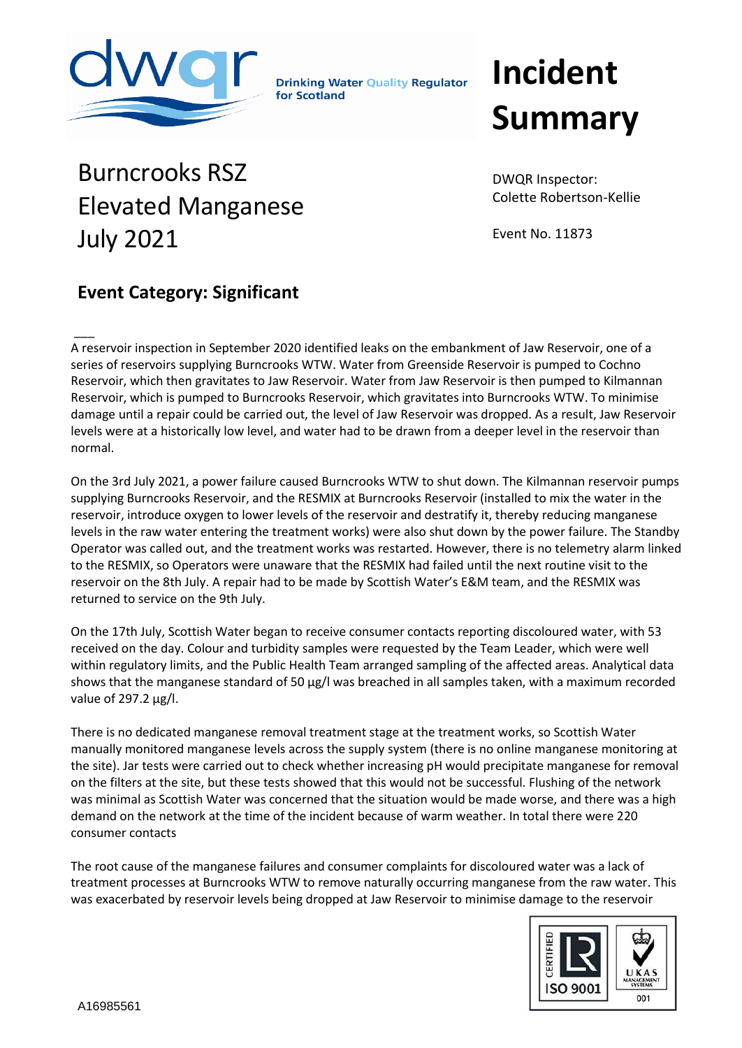Drinking Water Quality Regulator for Scotland

# Incident Summary

## Burncrooks RSZ Elevated Manganese July 2021

DWQR Inspector: Colette Robertson-Kellie

Event No. 11873

### Event Category: Significant

A reservoir inspection in September 2020 identified leaks on the embankment of Jaw Reservoir, one of a series of reservoirs supplying Burncrooks WTW. Water from Greenside Reservoir is pumped to Cochno Reservoir, which then gravitates to Jaw Reservoir. Water from Jaw Reservoir is then pumped to Kilmannan Reservoir, which is pumped to Burncrooks Reservoir, which gravitates into Burncrooks WTW. To minimise damage until a repair could be carried out, the level of Jaw Reservoir was dropped. As a result, Jaw Reservoir levels were at a historically low level, and water had to be drawn from a deeper level in the reservoir than normal.

On the 3rd July 2021, a power failure caused Burncrooks WTW to shut down. The Kilmannan reservoir pumps supplying Burncrooks Reservoir, and the RESMIX at Burncrooks Reservoir (installed to mix the water in the reservoir, introduce oxygen to lower levels of the reservoir and destratify it, thereby reducing manganese levels in the raw water entering the treatment works) were also shut down by the power failure. The Standby Operator was called out, and the treatment works was restarted. However, there is no telemetry alarm linked to the RESMIX, so Operators were unaware that the RESMIX had failed until the next routine visit to the reservoir on the 8th July. A repair had to be made by Scottish Water's E&M team, and the RESMIX was returned to service on the 9th July.

On the 17th July, Scottish Water began to receive consumer contacts reporting discoloured water, with 53 received on the day. Colour and turbidity samples were requested by the Team Leader, which were well within regulatory limits, and the Public Health Team arranged sampling of the affected areas. Analytical data shows that the manganese standard of 50 µg/l was breached in all samples taken, with a maximum recorded value of 297.2 µg/l.

There is no dedicated manganese removal treatment stage at the treatment works, so Scottish Water manually monitored manganese levels across the supply system (there is no online manganese monitoring at the site). Jar tests were carried out to check whether increasing pH would precipitate manganese for removal on the filters at the site, but these tests showed that this would not be successful. Flushing of the network was minimal as Scottish Water was concerned that the situation would be made worse, and there was a high demand on the network at the time of the incident because of warm weather. In total there were 220 consumer contacts

The root cause of the manganese failures and consumer complaints for discoloured water was a lack of treatment processes at Burncrooks WTW to remove naturally occurring manganese from the raw water. This was exacerbated by reservoir levels being dropped at Jaw Reservoir to minimise damage to the reservoir

A16985561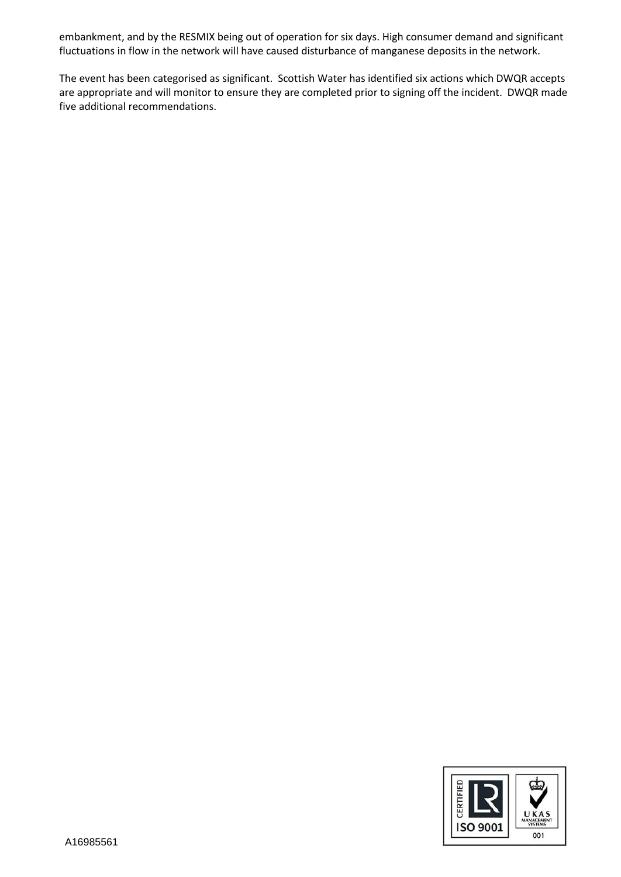embankment, and by the RESMIX being out of operation for six days. High consumer demand and significant fluctuations in flow in the network will have caused disturbance of manganese deposits in the network.

The event has been categorised as significant. Scottish Water has identified six actions which DWQR accepts are appropriate and will monitor to ensure they are completed prior to signing off the incident. DWQR made five additional recommendations.

A16985561